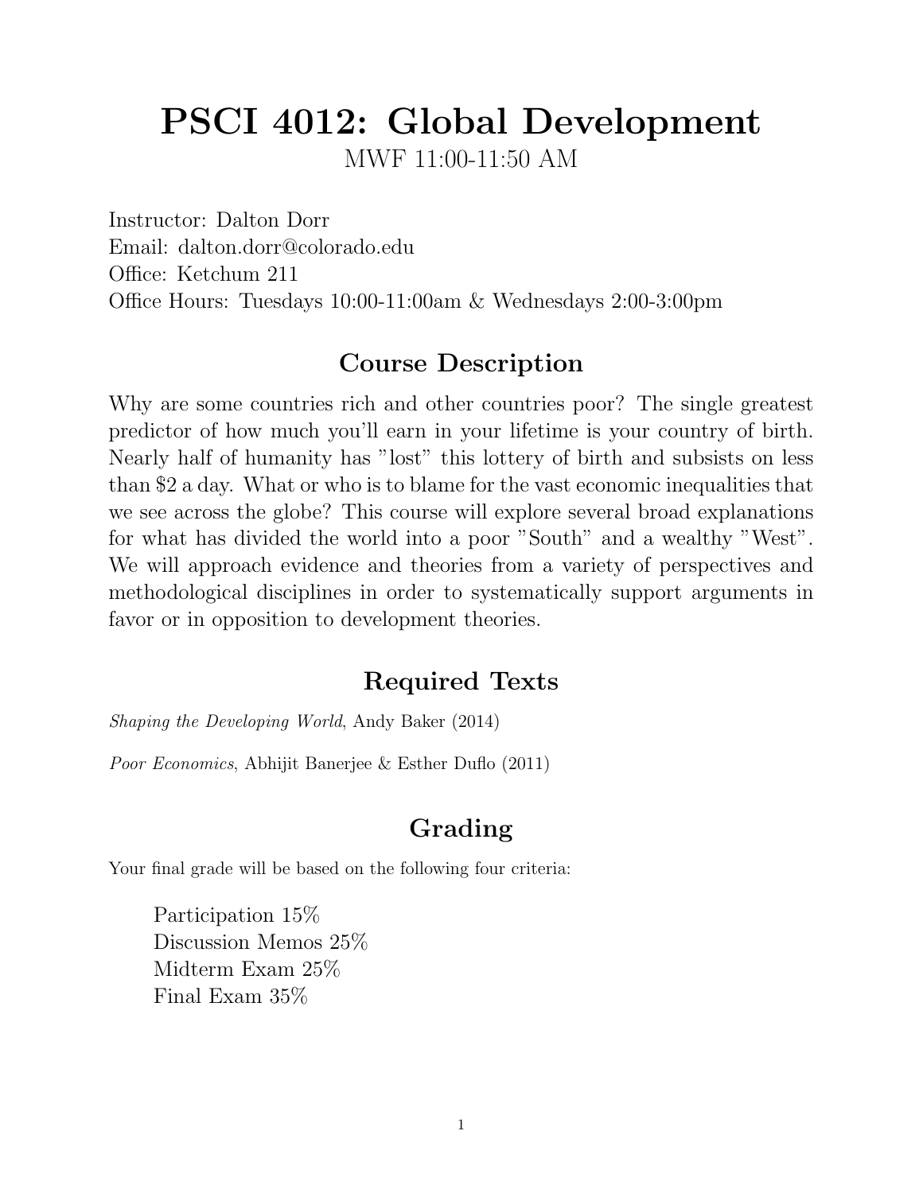# PSCI 4012: Global Development

MWF 11:00-11:50 AM

Instructor: Dalton Dorr
Email: dalton.dorr@colorado.edu
Office: Ketchum 211
Office Hours: Tuesdays 10:00-11:00am & Wednesdays 2:00-3:00pm

## Course Description

Why are some countries rich and other countries poor? The single greatest predictor of how much you'll earn in your lifetime is your country of birth. Nearly half of humanity has "lost" this lottery of birth and subsists on less than $2 a day. What or who is to blame for the vast economic inequalities that we see across the globe? This course will explore several broad explanations for what has divided the world into a poor "South" and a wealthy "West". We will approach evidence and theories from a variety of perspectives and methodological disciplines in order to systematically support arguments in favor or in opposition to development theories.

## Required Texts

*Shaping the Developing World*, Andy Baker (2014)

*Poor Economics*, Abhijit Banerjee & Esther Duflo (2011)

## Grading

Your final grade will be based on the following four criteria:

- Participation 15%
- Discussion Memos 25%
- Midterm Exam 25%
- Final Exam 35%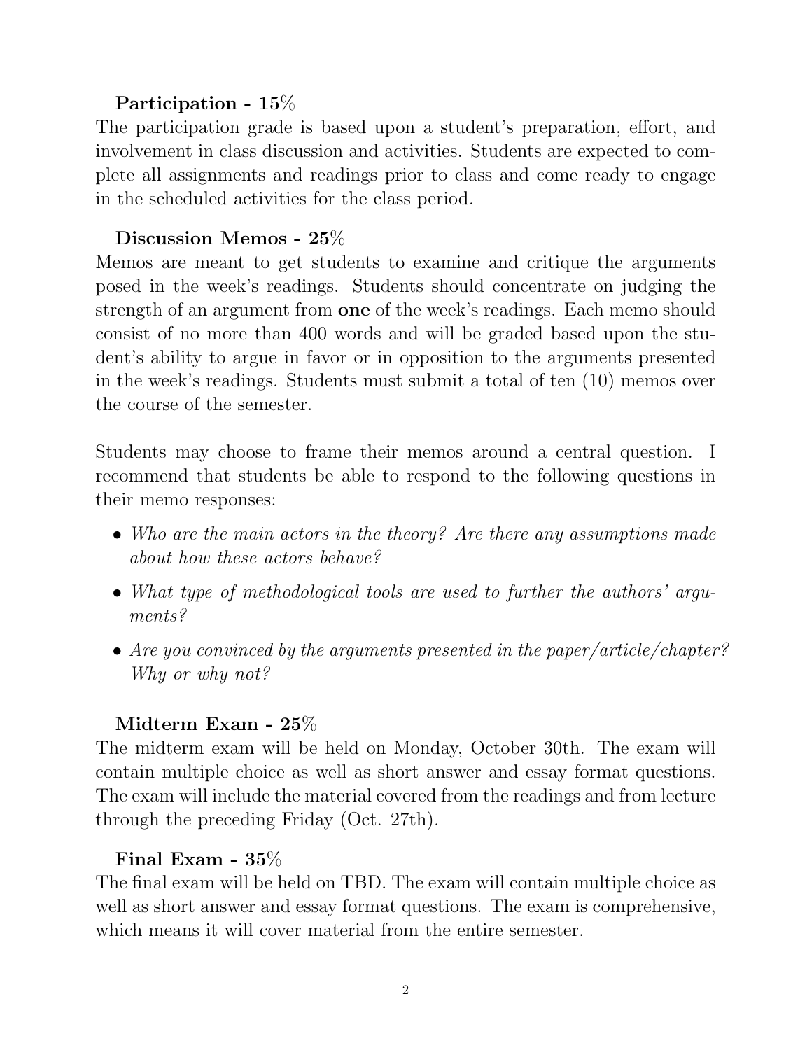### Participation - 15%

The participation grade is based upon a student's preparation, effort, and involvement in class discussion and activities. Students are expected to complete all assignments and readings prior to class and come ready to engage in the scheduled activities for the class period.

### Discussion Memos - 25%

Memos are meant to get students to examine and critique the arguments posed in the week's readings. Students should concentrate on judging the strength of an argument from **one** of the week's readings. Each memo should consist of no more than 400 words and will be graded based upon the student's ability to argue in favor or in opposition to the arguments presented in the week's readings. Students must submit a total of ten (10) memos over the course of the semester.

Students may choose to frame their memos around a central question. I recommend that students be able to respond to the following questions in their memo responses:

- *Who are the main actors in the theory? Are there any assumptions made about how these actors behave?*
- *What type of methodological tools are used to further the authors' arguments?*
- *Are you convinced by the arguments presented in the paper/article/chapter? Why or why not?*

### Midterm Exam - 25%

The midterm exam will be held on Monday, October 30th. The exam will contain multiple choice as well as short answer and essay format questions. The exam will include the material covered from the readings and from lecture through the preceding Friday (Oct. 27th).

### Final Exam - 35%

The final exam will be held on TBD. The exam will contain multiple choice as well as short answer and essay format questions. The exam is comprehensive, which means it will cover material from the entire semester.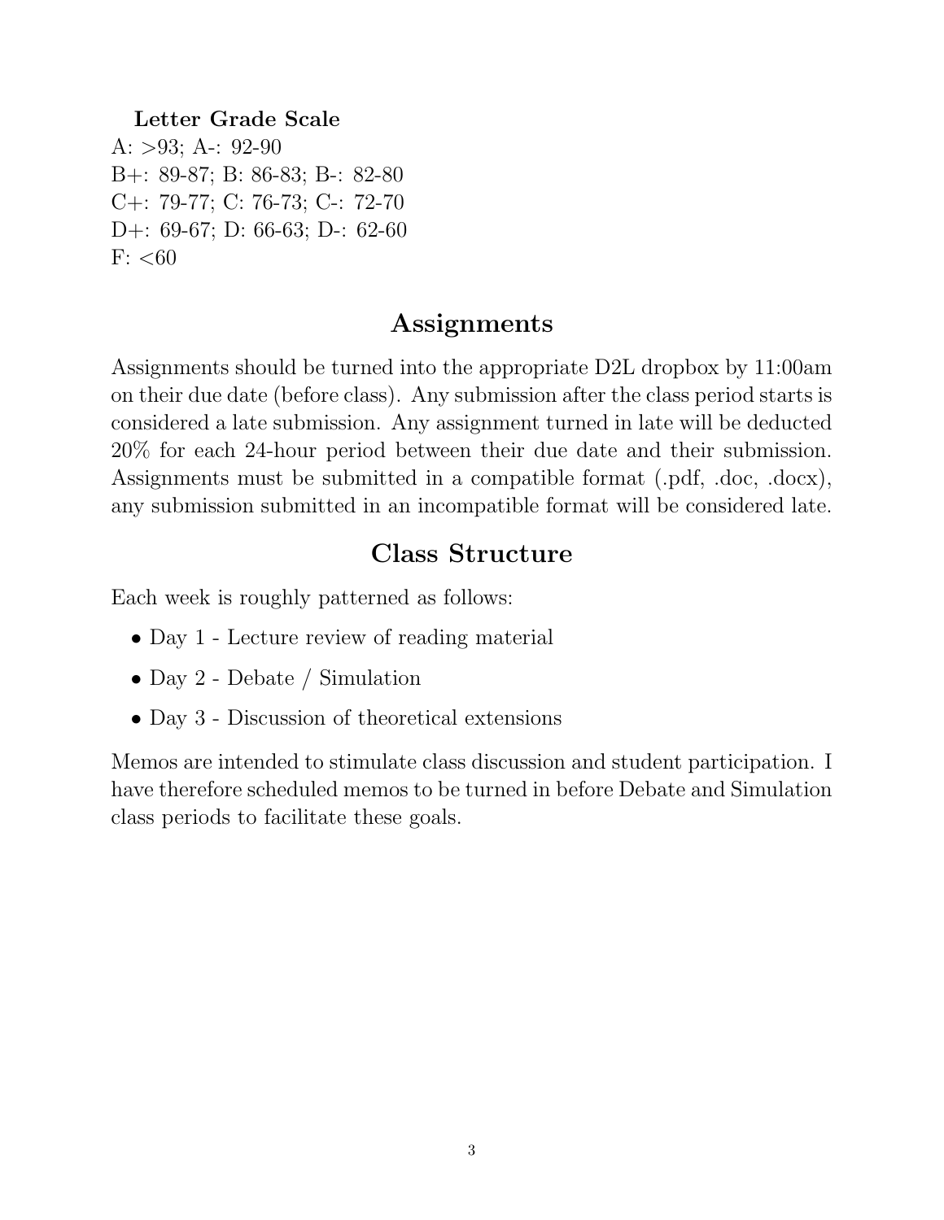**Letter Grade Scale**

A: >93; A-: 92-90
B+: 89-87; B: 86-83; B-: 82-80
C+: 79-77; C: 76-73; C-: 72-70
D+: 69-67; D: 66-63; D-: 62-60
F: <60

## Assignments

Assignments should be turned into the appropriate D2L dropbox by 11:00am on their due date (before class). Any submission after the class period starts is considered a late submission. Any assignment turned in late will be deducted 20% for each 24-hour period between their due date and their submission. Assignments must be submitted in a compatible format (.pdf, .doc, .docx), any submission submitted in an incompatible format will be considered late.

## Class Structure

Each week is roughly patterned as follows:

- Day 1 - Lecture review of reading material
- Day 2 - Debate / Simulation
- Day 3 - Discussion of theoretical extensions

Memos are intended to stimulate class discussion and student participation. I have therefore scheduled memos to be turned in before Debate and Simulation class periods to facilitate these goals.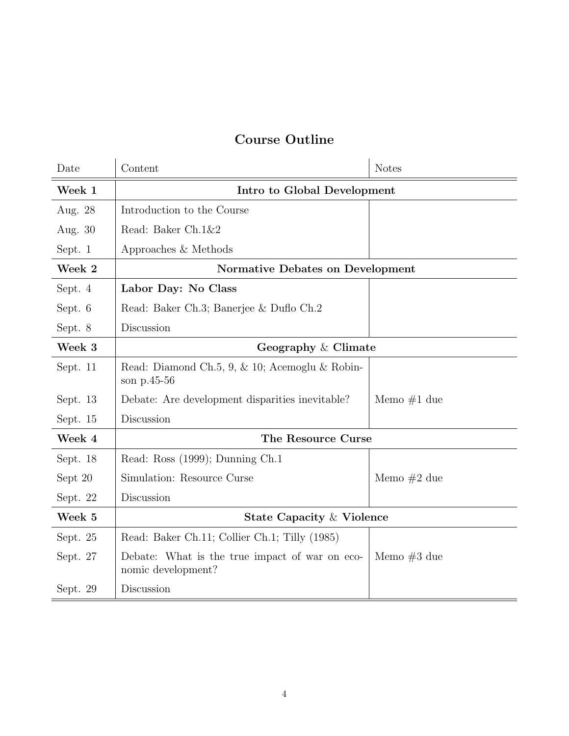## Course Outline

| Date | Content | Notes |
|---|---|---|
| **Week 1** | **Intro to Global Development** | |
| Aug. 28 | Introduction to the Course | |
| Aug. 30 | Read: Baker Ch.1&2 | |
| Sept. 1 | Approaches & Methods | |
| **Week 2** | **Normative Debates on Development** | |
| Sept. 4 | **Labor Day: No Class** | |
| Sept. 6 | Read: Baker Ch.3; Banerjee & Duflo Ch.2 | |
| Sept. 8 | Discussion | |
| **Week 3** | **Geography & Climate** | |
| Sept. 11 | Read: Diamond Ch.5, 9, & 10; Acemoglu & Robinson p.45-56 | |
| Sept. 13 | Debate: Are development disparities inevitable? | Memo #1 due |
| Sept. 15 | Discussion | |
| **Week 4** | **The Resource Curse** | |
| Sept. 18 | Read: Ross (1999); Dunning Ch.1 | |
| Sept 20 | Simulation: Resource Curse | Memo #2 due |
| Sept. 22 | Discussion | |
| **Week 5** | **State Capacity & Violence** | |
| Sept. 25 | Read: Baker Ch.11; Collier Ch.1; Tilly (1985) | |
| Sept. 27 | Debate: What is the true impact of war on economic development? | Memo #3 due |
| Sept. 29 | Discussion | |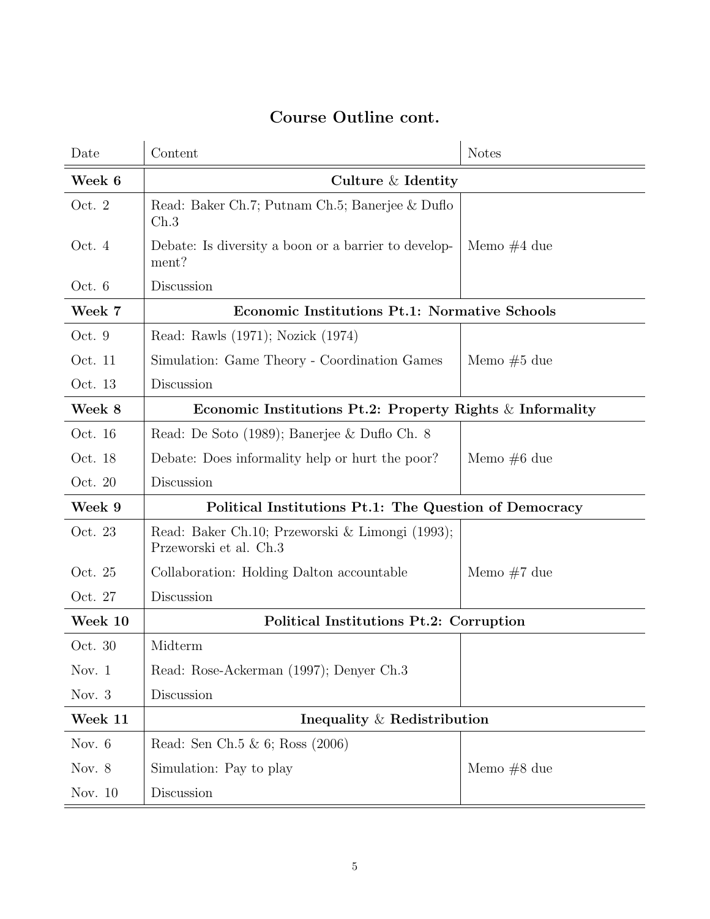## Course Outline cont.

| Date | Content | Notes |
|---|---|---|
| **Week 6** | **Culture & Identity** | |
| Oct. 2 | Read: Baker Ch.7; Putnam Ch.5; Banerjee & Duflo Ch.3 | |
| Oct. 4 | Debate: Is diversity a boon or a barrier to development? | Memo #4 due |
| Oct. 6 | Discussion | |
| **Week 7** | **Economic Institutions Pt.1: Normative Schools** | |
| Oct. 9 | Read: Rawls (1971); Nozick (1974) | |
| Oct. 11 | Simulation: Game Theory - Coordination Games | Memo #5 due |
| Oct. 13 | Discussion | |
| **Week 8** | **Economic Institutions Pt.2: Property Rights & Informality** | |
| Oct. 16 | Read: De Soto (1989); Banerjee & Duflo Ch. 8 | |
| Oct. 18 | Debate: Does informality help or hurt the poor? | Memo #6 due |
| Oct. 20 | Discussion | |
| **Week 9** | **Political Institutions Pt.1: The Question of Democracy** | |
| Oct. 23 | Read: Baker Ch.10; Przeworski & Limongi (1993); Przeworski et al. Ch.3 | |
| Oct. 25 | Collaboration: Holding Dalton accountable | Memo #7 due |
| Oct. 27 | Discussion | |
| **Week 10** | **Political Institutions Pt.2: Corruption** | |
| Oct. 30 | Midterm | |
| Nov. 1 | Read: Rose-Ackerman (1997); Denyer Ch.3 | |
| Nov. 3 | Discussion | |
| **Week 11** | **Inequality & Redistribution** | |
| Nov. 6 | Read: Sen Ch.5 & 6; Ross (2006) | |
| Nov. 8 | Simulation: Pay to play | Memo #8 due |
| Nov. 10 | Discussion | |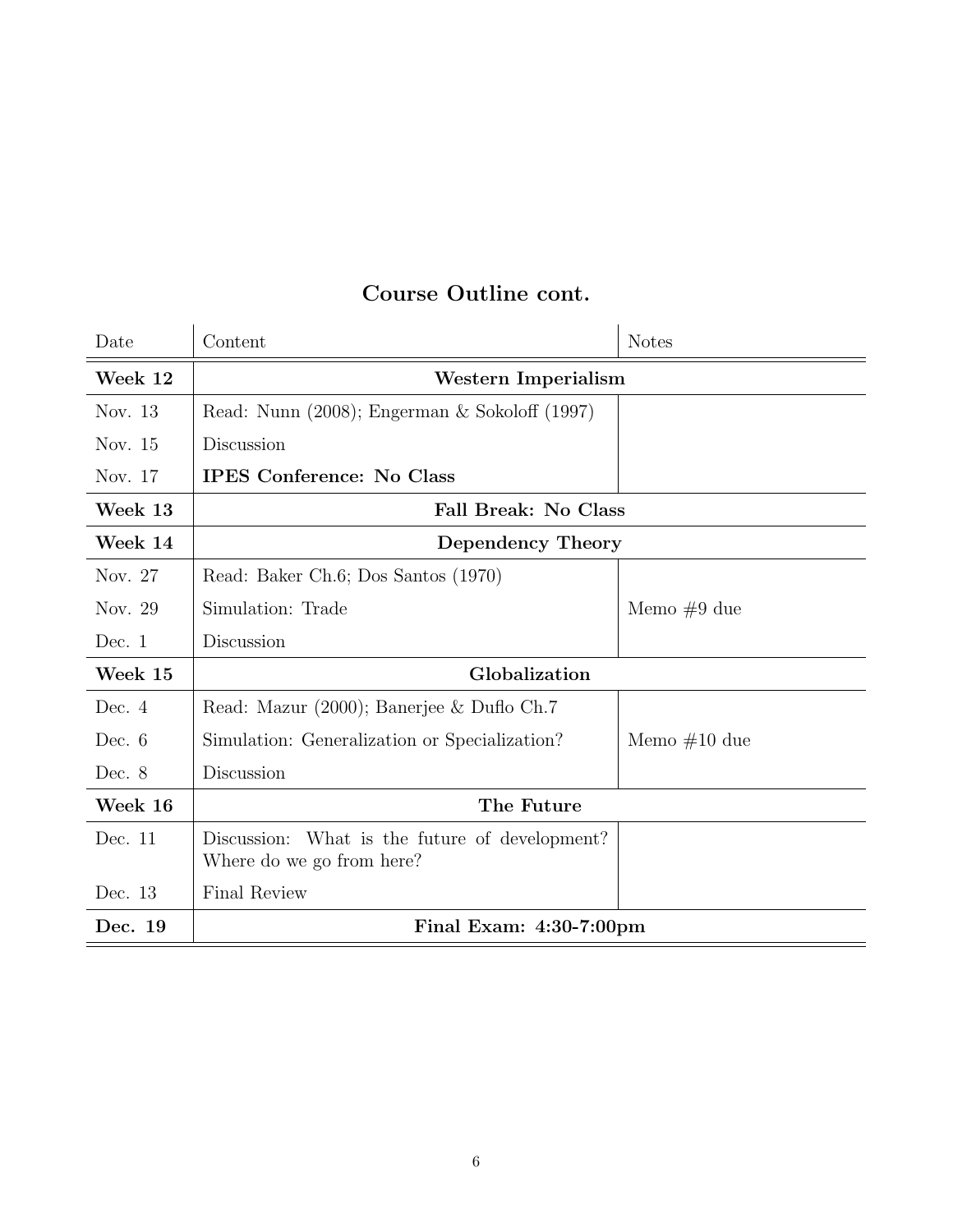## Course Outline cont.

| Date | Content | Notes |
|---|---|---|
| **Week 12** | **Western Imperialism** | |
| Nov. 13 | Read: Nunn (2008); Engerman & Sokoloff (1997) | |
| Nov. 15 | Discussion | |
| Nov. 17 | **IPES Conference: No Class** | |
| **Week 13** | **Fall Break: No Class** | |
| **Week 14** | **Dependency Theory** | |
| Nov. 27 | Read: Baker Ch.6; Dos Santos (1970) | |
| Nov. 29 | Simulation: Trade | Memo #9 due |
| Dec. 1 | Discussion | |
| **Week 15** | **Globalization** | |
| Dec. 4 | Read: Mazur (2000); Banerjee & Duflo Ch.7 | |
| Dec. 6 | Simulation: Generalization or Specialization? | Memo #10 due |
| Dec. 8 | Discussion | |
| **Week 16** | **The Future** | |
| Dec. 11 | Discussion: What is the future of development? Where do we go from here? | |
| Dec. 13 | Final Review | |
| **Dec. 19** | **Final Exam: 4:30-7:00pm** | |